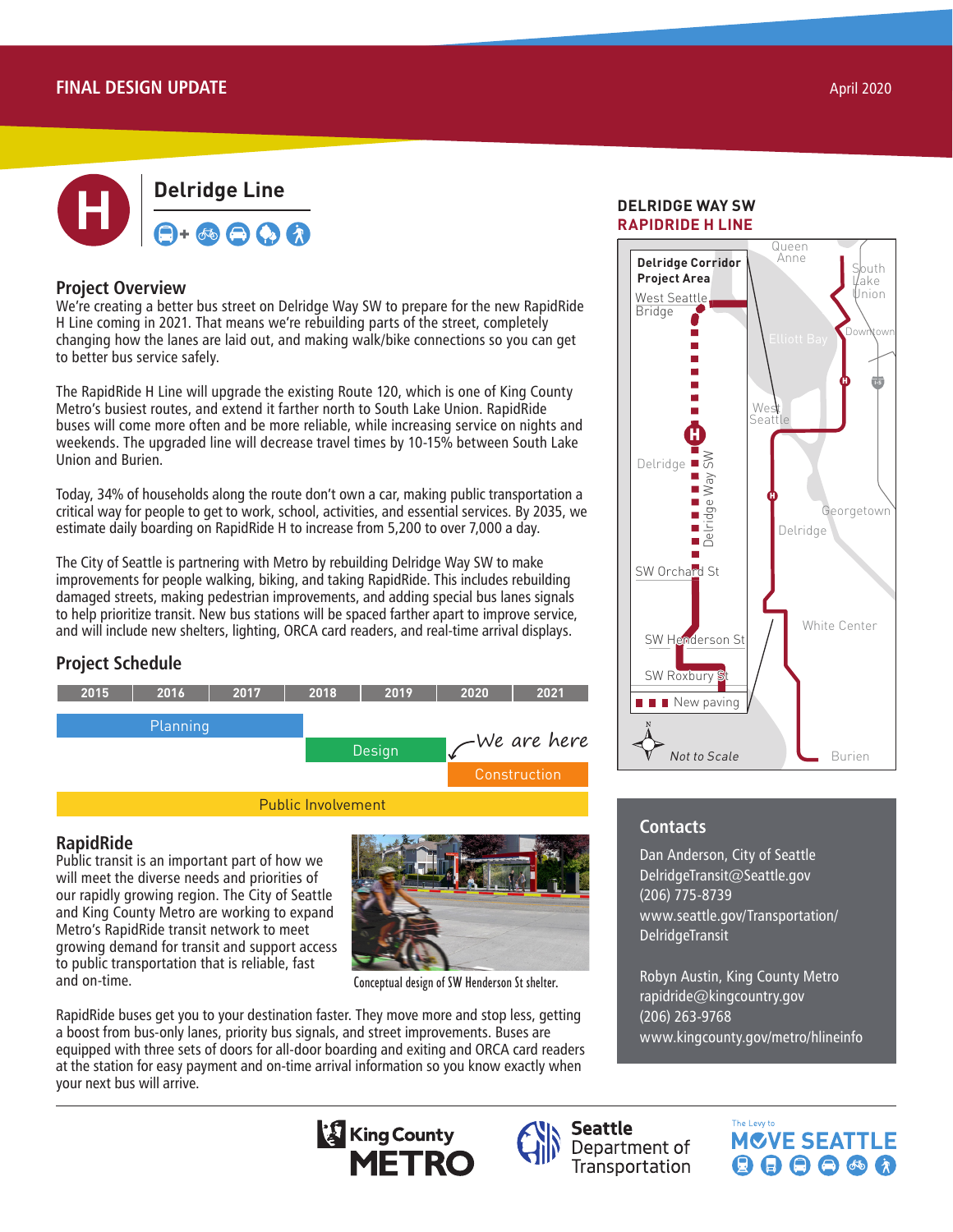**FINAL DESIGN UPDATE** April 2020

# Delridge Line

## Project Overview

We're creating a better bus street on Delridge Way SW to prepare for the new RapidRide H Line coming in 2021. That means we're rebuilding parts of the street, completely changing how the lanes are laid out, and making walk/bike connections so you can get to better bus service safely.

The RapidRide H Line will upgrade the existing Route 120, which is one of King County Metro's busiest routes, and extend it farther north to South Lake Union. RapidRide buses will come more often and be more reliable, while increasing service on nights and weekends. The upgraded line will decrease travel times by 10-15% between South Lake Union and Burien.

Today, 34% of households along the route don't own a car, making public transportation a critical way for people to get to work, school, activities, and essential services. By 2035, we estimate daily boarding on RapidRide H to increase from 5,200 to over 7,000 a day.

The City of Seattle is partnering with Metro by rebuilding Delridge Way SW to make improvements for people walking, biking, and taking RapidRide. This includes rebuilding damaged streets, making pedestrian improvements, and adding special bus lanes signals to help prioritize transit. New bus stations will be spaced farther apart to improve service, and will include new shelters, lighting, ORCA card readers, and real-time arrival displays.

## Project Schedule

| 2015 | 2016 | 2017 | 2018 | 2019 | 2020 | 2021 |
|---|---|---|---|---|---|---|
| Planning | Planning | Planning (early) | | | | |
| | | | Design | Design | | |
| | | | | | Construction | Construction |
| Public Involvement | Public Involvement | Public Involvement | Public Involvement | Public Involvement | Public Involvement | Public Involvement |

*We are here* (between Design and Construction, 2020)

## RapidRide

Public transit is an important part of how we will meet the diverse needs and priorities of our rapidly growing region. The City of Seattle and King County Metro are working to expand Metro's RapidRide transit network to meet growing demand for transit and support access to public transportation that is reliable, fast and on-time.

Conceptual design of SW Henderson St shelter.

RapidRide buses get you to your destination faster. They move more and stop less, getting a boost from bus-only lanes, priority bus signals, and street improvements. Buses are equipped with three sets of doors for all-door boarding and exiting and ORCA card readers at the station for easy payment and on-time arrival information so you know exactly when your next bus will arrive.

## DELRIDGE WAY SW
## RAPIDRIDE H LINE

**Delridge Corridor Project Area**

Map labels: Queen Anne, South Lake Union, Downtown, Elliott Bay, West Seattle Bridge, West Seattle, Delridge, Delridge Way SW, Georgetown, SW Orchard St, SW Henderson St, SW Roxbury St, White Center, Burien. New paving. *Not to Scale*

## Contacts

Dan Anderson, City of Seattle
DelridgeTransit@Seattle.gov
(206) 775-8739
www.seattle.gov/Transportation/DelridgeTransit

Robyn Austin, King County Metro
rapidride@kingcountry.gov
(206) 263-9768
www.kingcounty.gov/metro/hlineinfo

King County METRO | Seattle Department of Transportation | The Levy to MOVE SEATTLE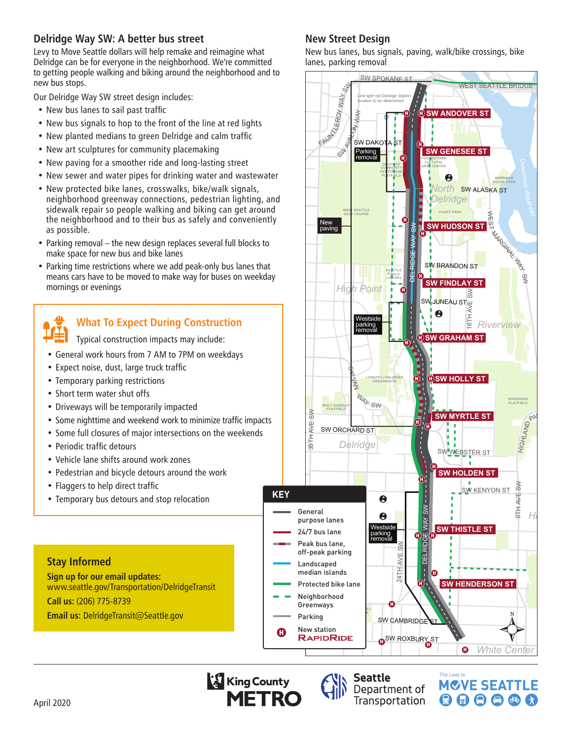## Delridge Way SW: A better bus street

Levy to Move Seattle dollars will help remake and reimagine what Delridge can be for everyone in the neighborhood. We're committed to getting people walking and biking around the neighborhood and to new bus stops.

Our Delridge Way SW street design includes:

- New bus lanes to sail past traffic
- New bus signals to hop to the front of the line at red lights
- New planted medians to green Delridge and calm traffic
- New art sculptures for community placemaking
- New paving for a smoother ride and long-lasting street
- New sewer and water pipes for drinking water and wastewater
- New protected bike lanes, crosswalks, bike/walk signals, neighborhood greenway connections, pedestrian lighting, and sidewalk repair so people walking and biking can get around the neighborhood and to their bus as safely and conveniently as possible.
- Parking removal – the new design replaces several full blocks to make space for new bus and bike lanes
- Parking time restrictions where we add peak-only bus lanes that means cars have to be moved to make way for buses on weekday mornings or evenings

### What To Expect During Construction

Typical construction impacts may include:

- General work hours from 7 AM to 7PM on weekdays
- Expect noise, dust, large truck traffic
- Temporary parking restrictions
- Short term water shut offs
- Driveways will be temporarily impacted
- Some nighttime and weekend work to minimize traffic impacts
- Some full closures of major intersections on the weekends
- Periodic traffic detours
- Vehicle lane shifts around work zones
- Pedestrian and bicycle detours around the work
- Flaggers to help direct traffic
- Temporary bus detours and stop relocation

### Stay Informed

**Sign up for our email updates:**
www.seattle.gov/Transportation/DelridgeTransit

**Call us:** (206) 775-8739

**Email us:** DelridgeTransit@Seattle.gov

## New Street Design

New bus lanes, bus signals, paving, walk/bike crossings, bike lanes, parking removal

SW SPOKANE ST
WEST SEATTLE BRIDGE
Link light rail Delridge Station location to be determined
SW ANDOVER ST
SW DAKOTA ST
Parking removal
SW GENESEE ST
YOUNGSTOWN CULTURAL ARTS CENTER
DELRIDGE COMMUNITY CENTER AND PLAYFIELD
North Delridge
SW ALASKA ST
HERRINGS HOUSE PARK
Duwamish Waterway
WEST SEATTLE GOLF COURSE
PUGET PARK
New paving
SW HUDSON ST
WEST MARGINAL WAY SW
DELRIDGE WAY SW
SW BRANDON ST
SEATTLE PUBLIC LIBRARY
SW FINDLAY ST
High Point
SW JUNEAU ST
16TH AVE SW
Westside parking removal
Riverview
SW GRAHAM ST
LONGFELLOW CREEK GREENSPACE
SW HOLLY ST
SW AVALON WAY
FAUNTLEROY WAY SW
SW VAN WAY SW
WALT HUNDLEY PLAYFIELD
RIVERVIEW PLAYFIELD
SW MYRTLE ST
SW ORCHARD ST
35TH AVE SW
Delridge
SW WEBSTER ST
HIGHLAND PARK
SW HOLDEN ST
SW KENYON ST
9TH AVE SW
Westside parking removal
SW THISTLE ST
24TH AVE SW
SW HENDERSON ST
SW CAMBRIDGE ST
SW ROXBURY ST
White Center

**KEY**

- General purpose lanes
- 24/7 bus lane
- Peak bus lane, off-peak parking
- Landscaped median islands
- Protected bike lane
- Neighborhood Greenways
- Parking
- New station RapidRide

April 2020

King County METRO
Seattle Department of Transportation
The Levy to MOVE SEATTLE